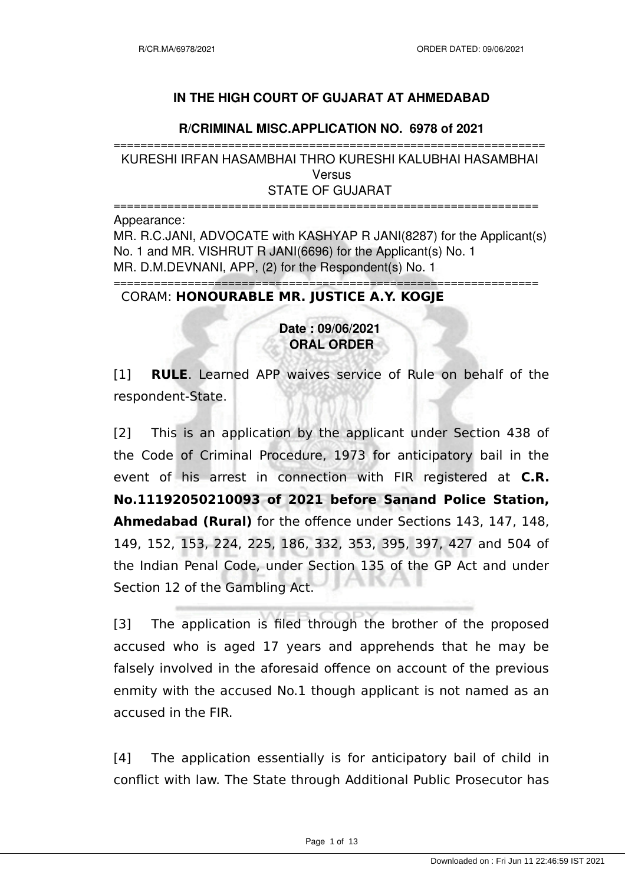## IN THE HIGH COURT OF GUJARAT AT AHMEDABAD

### R/CRIMINAL MISC.APPLICATION NO. 6978 of 2021

==========================================================

KURESHI IRFAN HASAMBHAI THRO KURESHI KALUBHAI HASAMBHAI
Versus
STATE OF GUJARAT

==========================================================

Appearance:
MR. R.C.JANI, ADVOCATE with KASHYAP R JANI(8287) for the Applicant(s) No. 1 and MR. VISHRUT R JANI(6696) for the Applicant(s) No. 1
MR. D.M.DEVNANI, APP, (2) for the Respondent(s) No. 1

==========================================================

CORAM: **HONOURABLE MR. JUSTICE A.Y. KOGJE**

**Date : 09/06/2021**
**ORAL ORDER**

[1] **RULE**. Learned APP waives service of Rule on behalf of the respondent-State.

[2] This is an application by the applicant under Section 438 of the Code of Criminal Procedure, 1973 for anticipatory bail in the event of his arrest in connection with FIR registered at **C.R. No.11192050210093 of 2021 before Sanand Police Station, Ahmedabad (Rural)** for the offence under Sections 143, 147, 148, 149, 152, 153, 224, 225, 186, 332, 353, 395, 397, 427 and 504 of the Indian Penal Code, under Section 135 of the GP Act and under Section 12 of the Gambling Act.

[3] The application is filed through the brother of the proposed accused who is aged 17 years and apprehends that he may be falsely involved in the aforesaid offence on account of the previous enmity with the accused No.1 though applicant is not named as an accused in the FIR.

[4] The application essentially is for anticipatory bail of child in conflict with law. The State through Additional Public Prosecutor has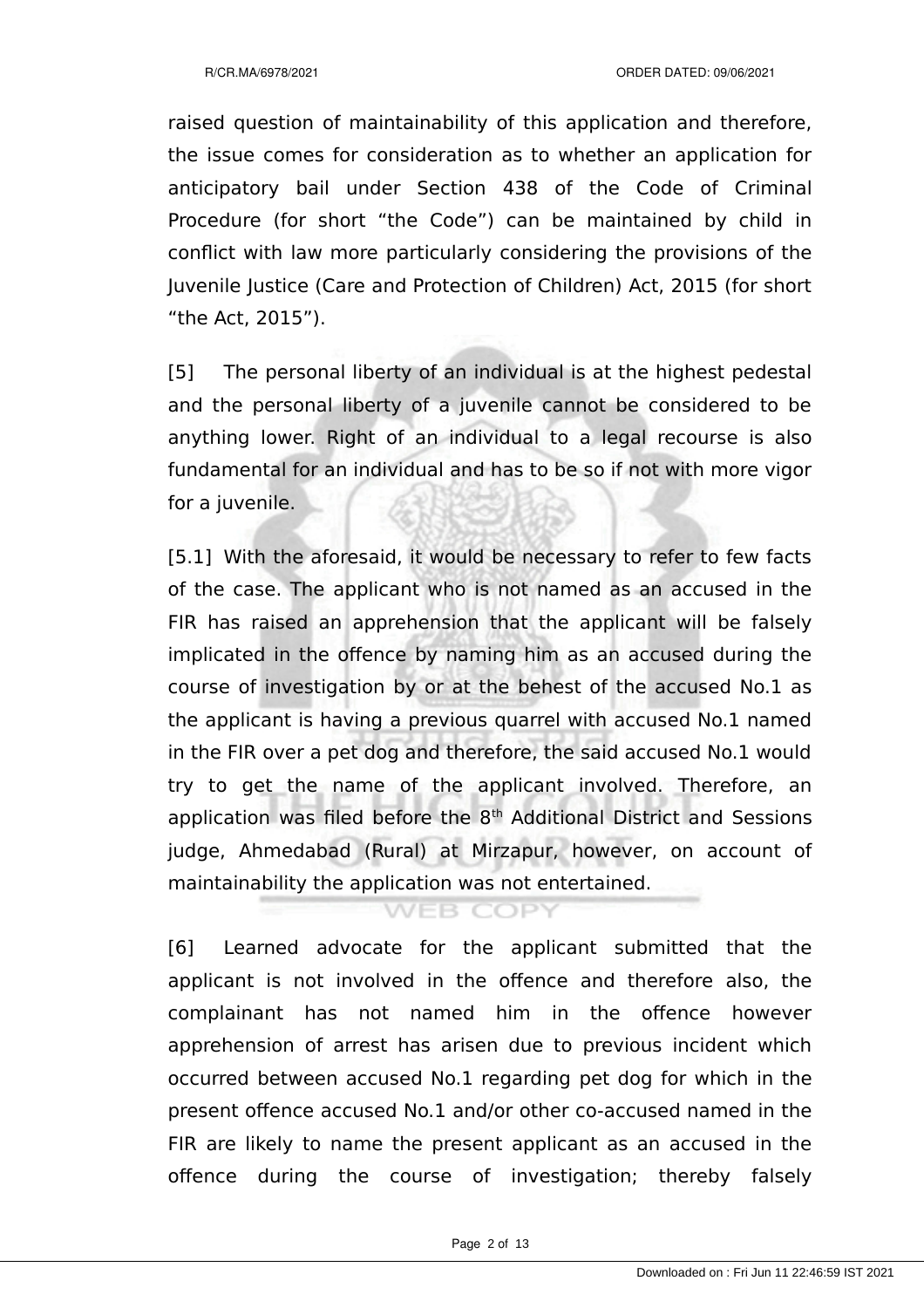raised question of maintainability of this application and therefore, the issue comes for consideration as to whether an application for anticipatory bail under Section 438 of the Code of Criminal Procedure (for short "the Code") can be maintained by child in conflict with law more particularly considering the provisions of the Juvenile Justice (Care and Protection of Children) Act, 2015 (for short "the Act, 2015").

[5] The personal liberty of an individual is at the highest pedestal and the personal liberty of a juvenile cannot be considered to be anything lower. Right of an individual to a legal recourse is also fundamental for an individual and has to be so if not with more vigor for a juvenile.

[5.1] With the aforesaid, it would be necessary to refer to few facts of the case. The applicant who is not named as an accused in the FIR has raised an apprehension that the applicant will be falsely implicated in the offence by naming him as an accused during the course of investigation by or at the behest of the accused No.1 as the applicant is having a previous quarrel with accused No.1 named in the FIR over a pet dog and therefore, the said accused No.1 would try to get the name of the applicant involved. Therefore, an application was filed before the 8th Additional District and Sessions judge, Ahmedabad (Rural) at Mirzapur, however, on account of maintainability the application was not entertained.

[6] Learned advocate for the applicant submitted that the applicant is not involved in the offence and therefore also, the complainant has not named him in the offence however apprehension of arrest has arisen due to previous incident which occurred between accused No.1 regarding pet dog for which in the present offence accused No.1 and/or other co-accused named in the FIR are likely to name the present applicant as an accused in the offence during the course of investigation; thereby falsely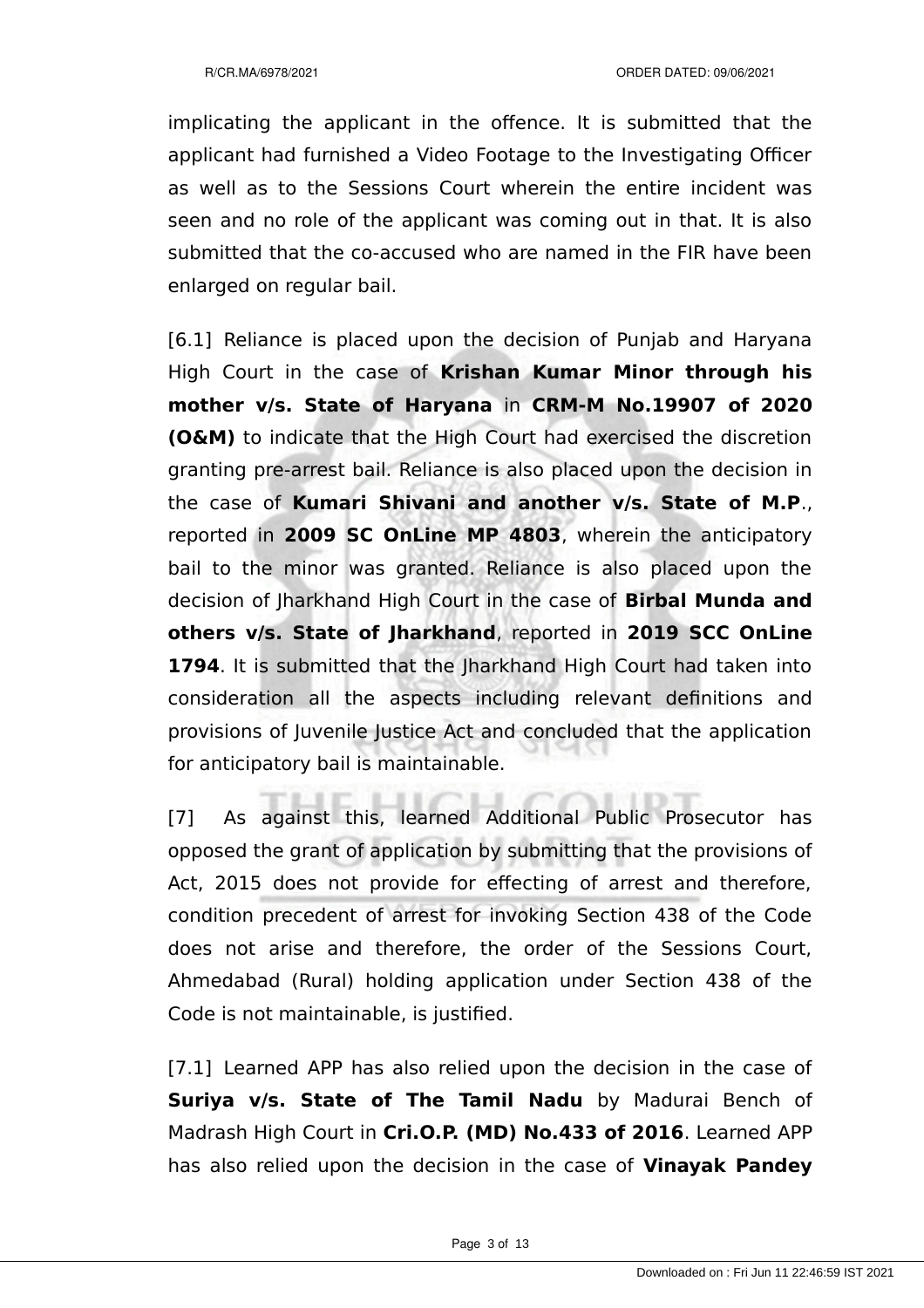implicating the applicant in the offence. It is submitted that the applicant had furnished a Video Footage to the Investigating Officer as well as to the Sessions Court wherein the entire incident was seen and no role of the applicant was coming out in that. It is also submitted that the co-accused who are named in the FIR have been enlarged on regular bail.

[6.1] Reliance is placed upon the decision of Punjab and Haryana High Court in the case of **Krishan Kumar Minor through his mother v/s. State of Haryana** in **CRM-M No.19907 of 2020 (O&M)** to indicate that the High Court had exercised the discretion granting pre-arrest bail. Reliance is also placed upon the decision in the case of **Kumari Shivani and another v/s. State of M.P**., reported in **2009 SC OnLine MP 4803**, wherein the anticipatory bail to the minor was granted. Reliance is also placed upon the decision of Jharkhand High Court in the case of **Birbal Munda and others v/s. State of Jharkhand**, reported in **2019 SCC OnLine 1794**. It is submitted that the Jharkhand High Court had taken into consideration all the aspects including relevant definitions and provisions of Juvenile Justice Act and concluded that the application for anticipatory bail is maintainable.

[7] As against this, learned Additional Public Prosecutor has opposed the grant of application by submitting that the provisions of Act, 2015 does not provide for effecting of arrest and therefore, condition precedent of arrest for invoking Section 438 of the Code does not arise and therefore, the order of the Sessions Court, Ahmedabad (Rural) holding application under Section 438 of the Code is not maintainable, is justified.

[7.1] Learned APP has also relied upon the decision in the case of **Suriya v/s. State of The Tamil Nadu** by Madurai Bench of Madrash High Court in **Cri.O.P. (MD) No.433 of 2016**. Learned APP has also relied upon the decision in the case of **Vinayak Pandey**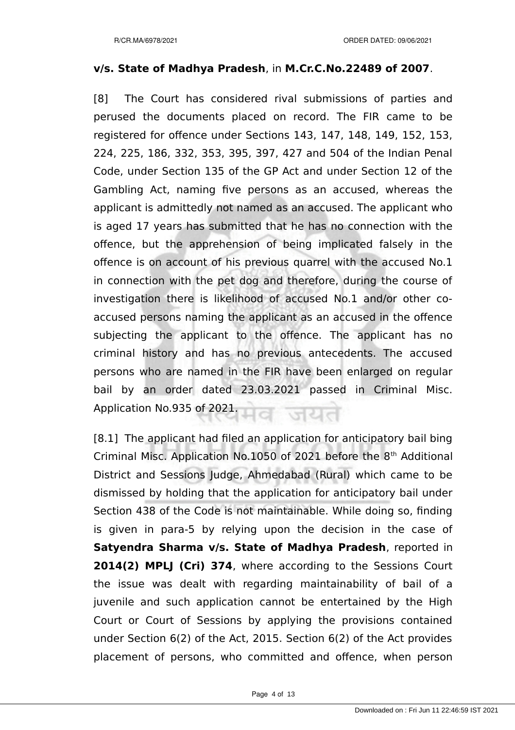**v/s. State of Madhya Pradesh**, in **M.Cr.C.No.22489 of 2007**.

[8] The Court has considered rival submissions of parties and perused the documents placed on record. The FIR came to be registered for offence under Sections 143, 147, 148, 149, 152, 153, 224, 225, 186, 332, 353, 395, 397, 427 and 504 of the Indian Penal Code, under Section 135 of the GP Act and under Section 12 of the Gambling Act, naming five persons as an accused, whereas the applicant is admittedly not named as an accused. The applicant who is aged 17 years has submitted that he has no connection with the offence, but the apprehension of being implicated falsely in the offence is on account of his previous quarrel with the accused No.1 in connection with the pet dog and therefore, during the course of investigation there is likelihood of accused No.1 and/or other co-accused persons naming the applicant as an accused in the offence subjecting the applicant to the offence. The applicant has no criminal history and has no previous antecedents. The accused persons who are named in the FIR have been enlarged on regular bail by an order dated 23.03.2021 passed in Criminal Misc. Application No.935 of 2021.

[8.1] The applicant had filed an application for anticipatory bail bing Criminal Misc. Application No.1050 of 2021 before the 8th Additional District and Sessions Judge, Ahmedabad (Rural) which came to be dismissed by holding that the application for anticipatory bail under Section 438 of the Code is not maintainable. While doing so, finding is given in para-5 by relying upon the decision in the case of **Satyendra Sharma v/s. State of Madhya Pradesh**, reported in **2014(2) MPLJ (Cri) 374**, where according to the Sessions Court the issue was dealt with regarding maintainability of bail of a juvenile and such application cannot be entertained by the High Court or Court of Sessions by applying the provisions contained under Section 6(2) of the Act, 2015. Section 6(2) of the Act provides placement of persons, who committed and offence, when person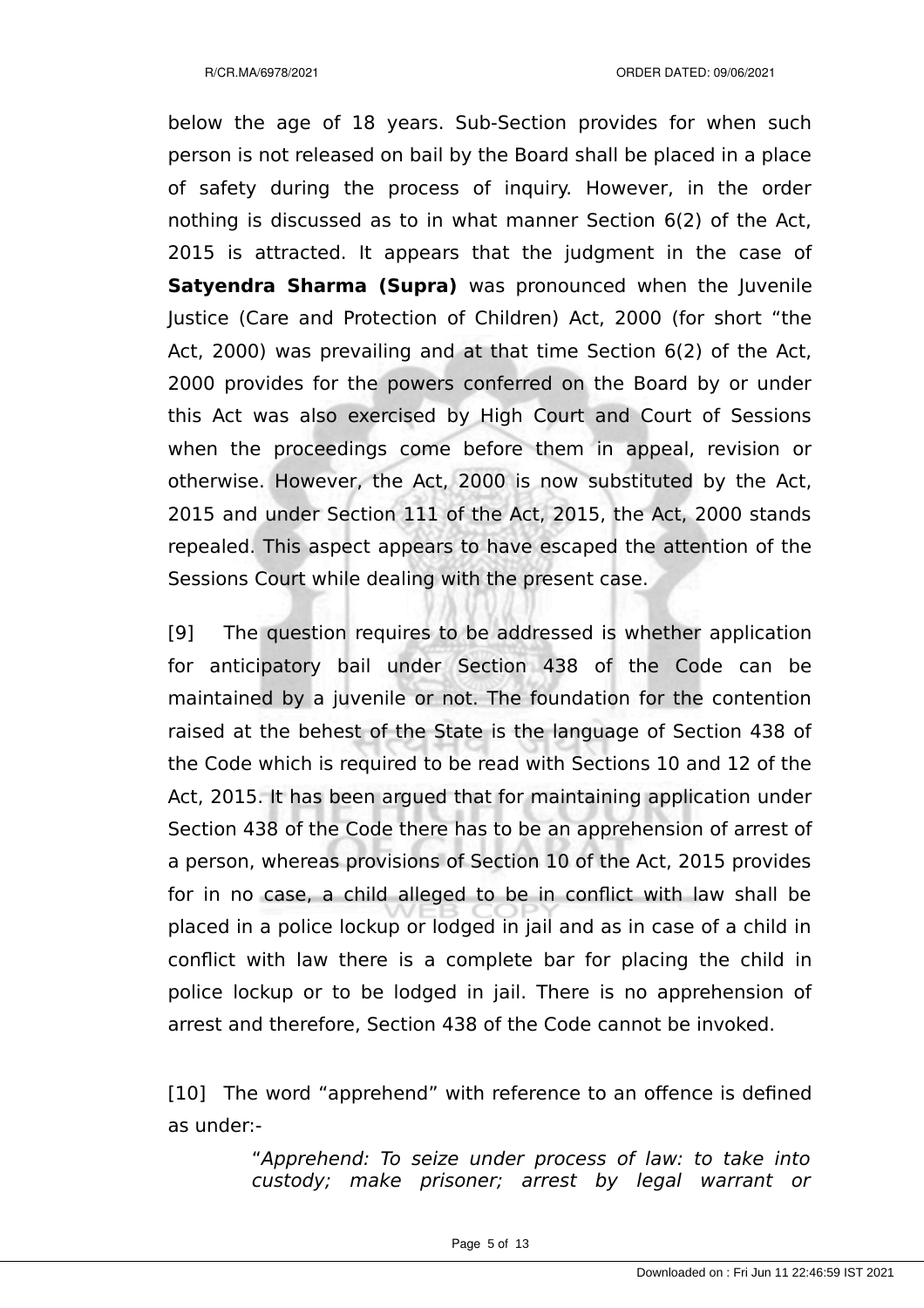below the age of 18 years. Sub-Section provides for when such person is not released on bail by the Board shall be placed in a place of safety during the process of inquiry. However, in the order nothing is discussed as to in what manner Section 6(2) of the Act, 2015 is attracted. It appears that the judgment in the case of **Satyendra Sharma (Supra)** was pronounced when the Juvenile Justice (Care and Protection of Children) Act, 2000 (for short "the Act, 2000) was prevailing and at that time Section 6(2) of the Act, 2000 provides for the powers conferred on the Board by or under this Act was also exercised by High Court and Court of Sessions when the proceedings come before them in appeal, revision or otherwise. However, the Act, 2000 is now substituted by the Act, 2015 and under Section 111 of the Act, 2015, the Act, 2000 stands repealed. This aspect appears to have escaped the attention of the Sessions Court while dealing with the present case.

[9] The question requires to be addressed is whether application for anticipatory bail under Section 438 of the Code can be maintained by a juvenile or not. The foundation for the contention raised at the behest of the State is the language of Section 438 of the Code which is required to be read with Sections 10 and 12 of the Act, 2015. It has been argued that for maintaining application under Section 438 of the Code there has to be an apprehension of arrest of a person, whereas provisions of Section 10 of the Act, 2015 provides for in no case, a child alleged to be in conflict with law shall be placed in a police lockup or lodged in jail and as in case of a child in conflict with law there is a complete bar for placing the child in police lockup or to be lodged in jail. There is no apprehension of arrest and therefore, Section 438 of the Code cannot be invoked.

[10] The word "apprehend" with reference to an offence is defined as under:-

> "*Apprehend: To seize under process of law: to take into custody; make prisoner; arrest by legal warrant or*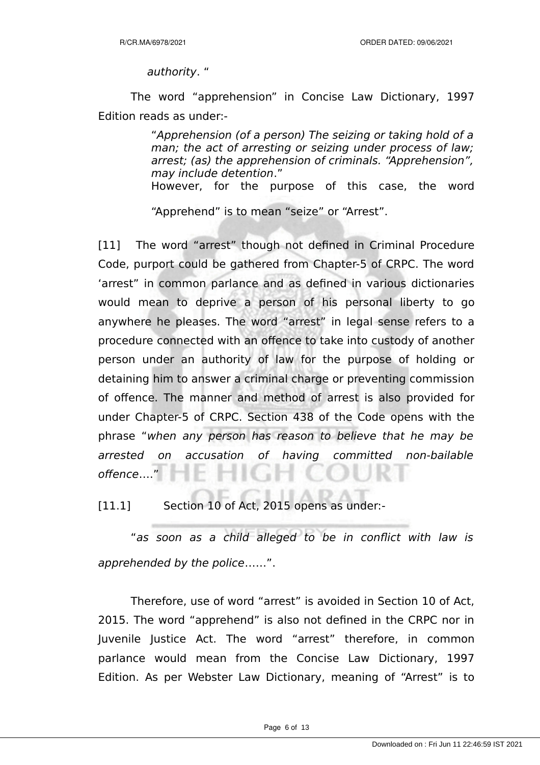*authority*. "

The word "apprehension" in Concise Law Dictionary, 1997 Edition reads as under:-

> "*Apprehension (of a person) The seizing or taking hold of a man; the act of arresting or seizing under process of law; arrest; (as) the apprehension of criminals. "Apprehension", may include detention*."
>
> However, for the purpose of this case, the word "Apprehend" is to mean "seize" or "Arrest".

[11] The word "arrest" though not defined in Criminal Procedure Code, purport could be gathered from Chapter-5 of CRPC. The word 'arrest" in common parlance and as defined in various dictionaries would mean to deprive a person of his personal liberty to go anywhere he pleases. The word "arrest" in legal sense refers to a procedure connected with an offence to take into custody of another person under an authority of law for the purpose of holding or detaining him to answer a criminal charge or preventing commission of offence. The manner and method of arrest is also provided for under Chapter-5 of CRPC. Section 438 of the Code opens with the phrase "*when any person has reason to believe that he may be arrested on accusation of having committed non-bailable offence*…."

[11.1] Section 10 of Act, 2015 opens as under:-

"*as soon as a child alleged to be in conflict with law is apprehended by the police*……".

Therefore, use of word "arrest" is avoided in Section 10 of Act, 2015. The word "apprehend" is also not defined in the CRPC nor in Juvenile Justice Act. The word "arrest" therefore, in common parlance would mean from the Concise Law Dictionary, 1997 Edition. As per Webster Law Dictionary, meaning of "Arrest" is to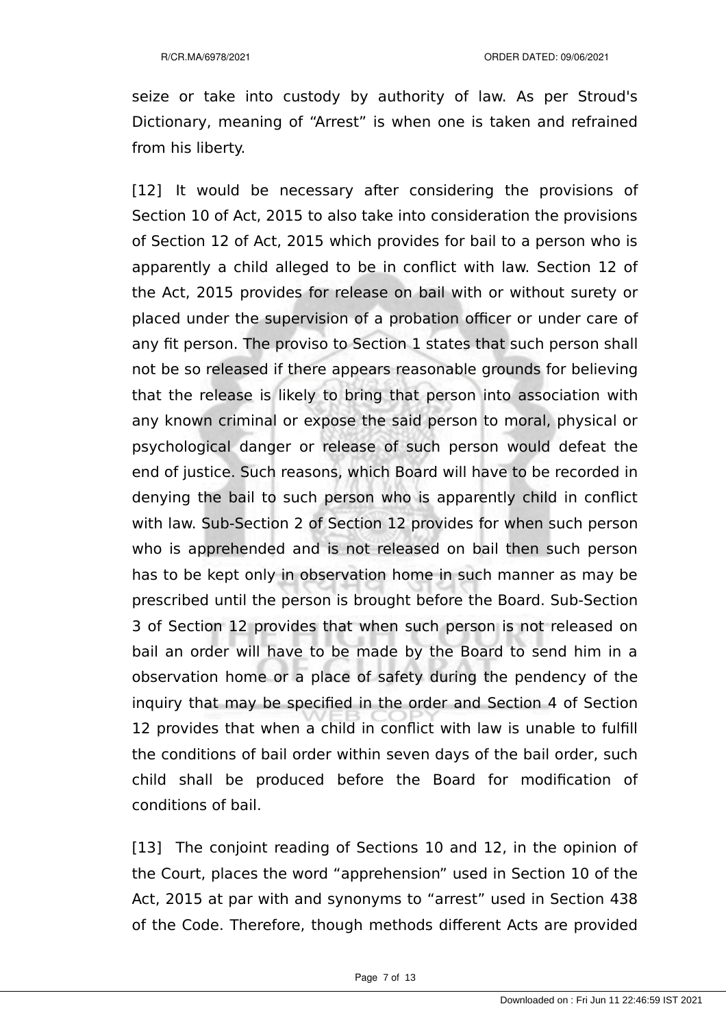seize or take into custody by authority of law. As per Stroud's Dictionary, meaning of “Arrest” is when one is taken and refrained from his liberty.

[12] It would be necessary after considering the provisions of Section 10 of Act, 2015 to also take into consideration the provisions of Section 12 of Act, 2015 which provides for bail to a person who is apparently a child alleged to be in conflict with law. Section 12 of the Act, 2015 provides for release on bail with or without surety or placed under the supervision of a probation officer or under care of any fit person. The proviso to Section 1 states that such person shall not be so released if there appears reasonable grounds for believing that the release is likely to bring that person into association with any known criminal or expose the said person to moral, physical or psychological danger or release of such person would defeat the end of justice. Such reasons, which Board will have to be recorded in denying the bail to such person who is apparently child in conflict with law. Sub-Section 2 of Section 12 provides for when such person who is apprehended and is not released on bail then such person has to be kept only in observation home in such manner as may be prescribed until the person is brought before the Board. Sub-Section 3 of Section 12 provides that when such person is not released on bail an order will have to be made by the Board to send him in a observation home or a place of safety during the pendency of the inquiry that may be specified in the order and Section 4 of Section 12 provides that when a child in conflict with law is unable to fulfill the conditions of bail order within seven days of the bail order, such child shall be produced before the Board for modification of conditions of bail.

[13] The conjoint reading of Sections 10 and 12, in the opinion of the Court, places the word “apprehension” used in Section 10 of the Act, 2015 at par with and synonyms to “arrest” used in Section 438 of the Code. Therefore, though methods different Acts are provided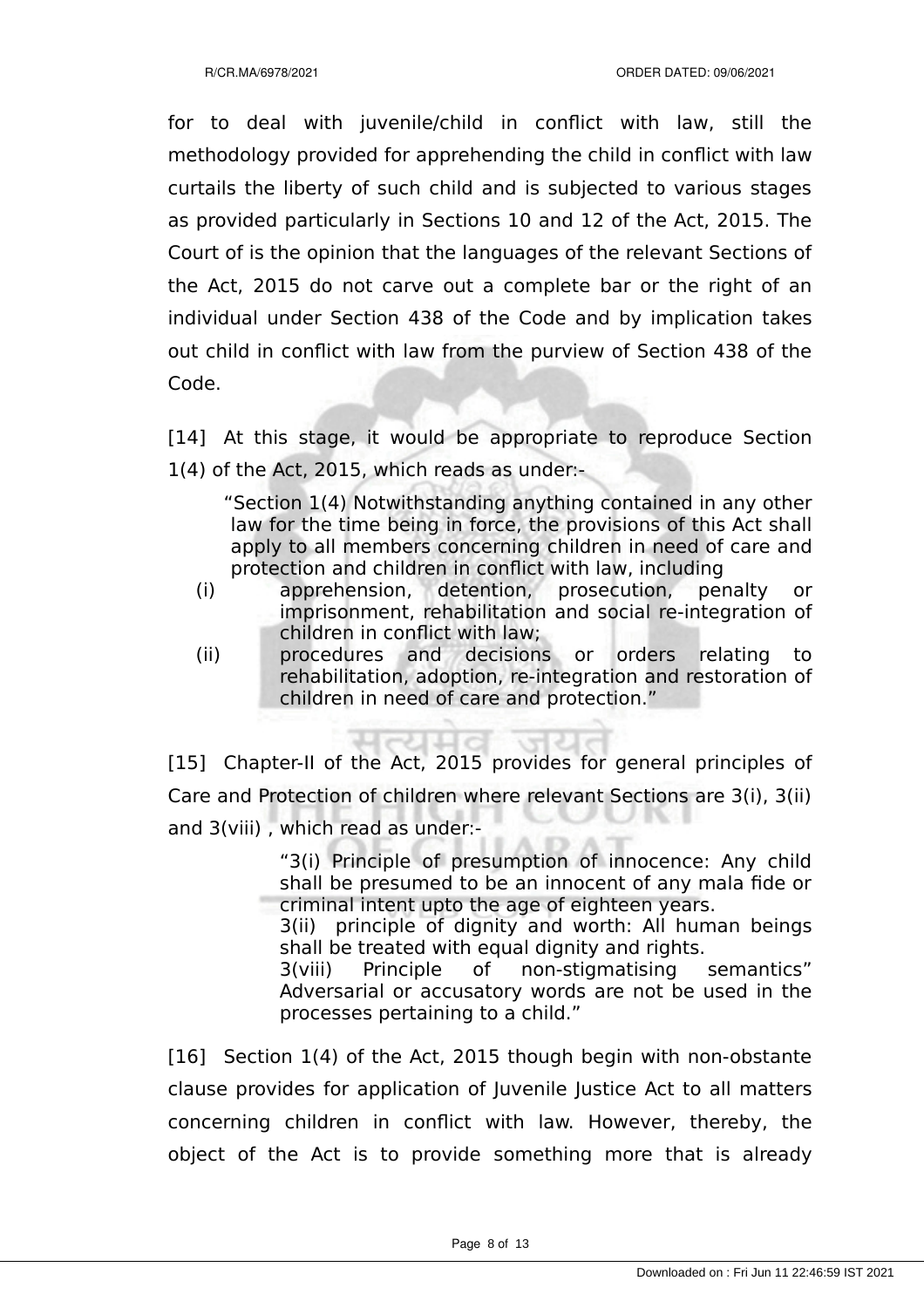for to deal with juvenile/child in conflict with law, still the methodology provided for apprehending the child in conflict with law curtails the liberty of such child and is subjected to various stages as provided particularly in Sections 10 and 12 of the Act, 2015. The Court of is the opinion that the languages of the relevant Sections of the Act, 2015 do not carve out a complete bar or the right of an individual under Section 438 of the Code and by implication takes out child in conflict with law from the purview of Section 438 of the Code.

[14] At this stage, it would be appropriate to reproduce Section 1(4) of the Act, 2015, which reads as under:-

> "Section 1(4) Notwithstanding anything contained in any other law for the time being in force, the provisions of this Act shall apply to all members concerning children in need of care and protection and children in conflict with law, including
>
> (i) apprehension, detention, prosecution, penalty or imprisonment, rehabilitation and social re-integration of children in conflict with law;
>
> (ii) procedures and decisions or orders relating to rehabilitation, adoption, re-integration and restoration of children in need of care and protection."

[15] Chapter-II of the Act, 2015 provides for general principles of Care and Protection of children where relevant Sections are 3(i), 3(ii) and 3(viii) , which read as under:-

> "3(i) Principle of presumption of innocence: Any child shall be presumed to be an innocent of any mala fide or criminal intent upto the age of eighteen years.
>
> 3(ii) principle of dignity and worth: All human beings shall be treated with equal dignity and rights.
>
> 3(viii) Principle of non-stigmatising semantics" Adversarial or accusatory words are not be used in the processes pertaining to a child."

[16] Section 1(4) of the Act, 2015 though begin with non-obstante clause provides for application of Juvenile Justice Act to all matters concerning children in conflict with law. However, thereby, the object of the Act is to provide something more that is already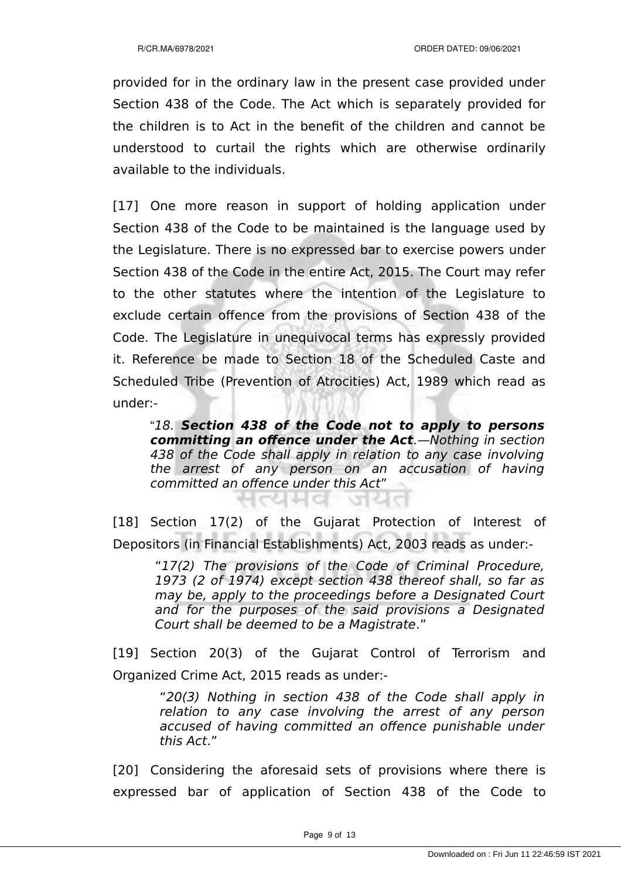provided for in the ordinary law in the present case provided under Section 438 of the Code. The Act which is separately provided for the children is to Act in the benefit of the children and cannot be understood to curtail the rights which are otherwise ordinarily available to the individuals.

[17] One more reason in support of holding application under Section 438 of the Code to be maintained is the language used by the Legislature. There is no expressed bar to exercise powers under Section 438 of the Code in the entire Act, 2015. The Court may refer to the other statutes where the intention of the Legislature to exclude certain offence from the provisions of Section 438 of the Code. The Legislature in unequivocal terms has expressly provided it. Reference be made to Section 18 of the Scheduled Caste and Scheduled Tribe (Prevention of Atrocities) Act, 1989 which read as under:-

> "*18.* ***Section 438 of the Code not to apply to persons committing an offence under the Act****.—Nothing in section 438 of the Code shall apply in relation to any case involving the arrest of any person on an accusation of having committed an offence under this Act*"

[18] Section 17(2) of the Gujarat Protection of Interest of Depositors (in Financial Establishments) Act, 2003 reads as under:-

> "*17(2) The provisions of the Code of Criminal Procedure, 1973 (2 of 1974) except section 438 thereof shall, so far as may be, apply to the proceedings before a Designated Court and for the purposes of the said provisions a Designated Court shall be deemed to be a Magistrate*."

[19] Section 20(3) of the Gujarat Control of Terrorism and Organized Crime Act, 2015 reads as under:-

> "*20(3) Nothing in section 438 of the Code shall apply in relation to any case involving the arrest of any person accused of having committed an offence punishable under this Act*."

[20] Considering the aforesaid sets of provisions where there is expressed bar of application of Section 438 of the Code to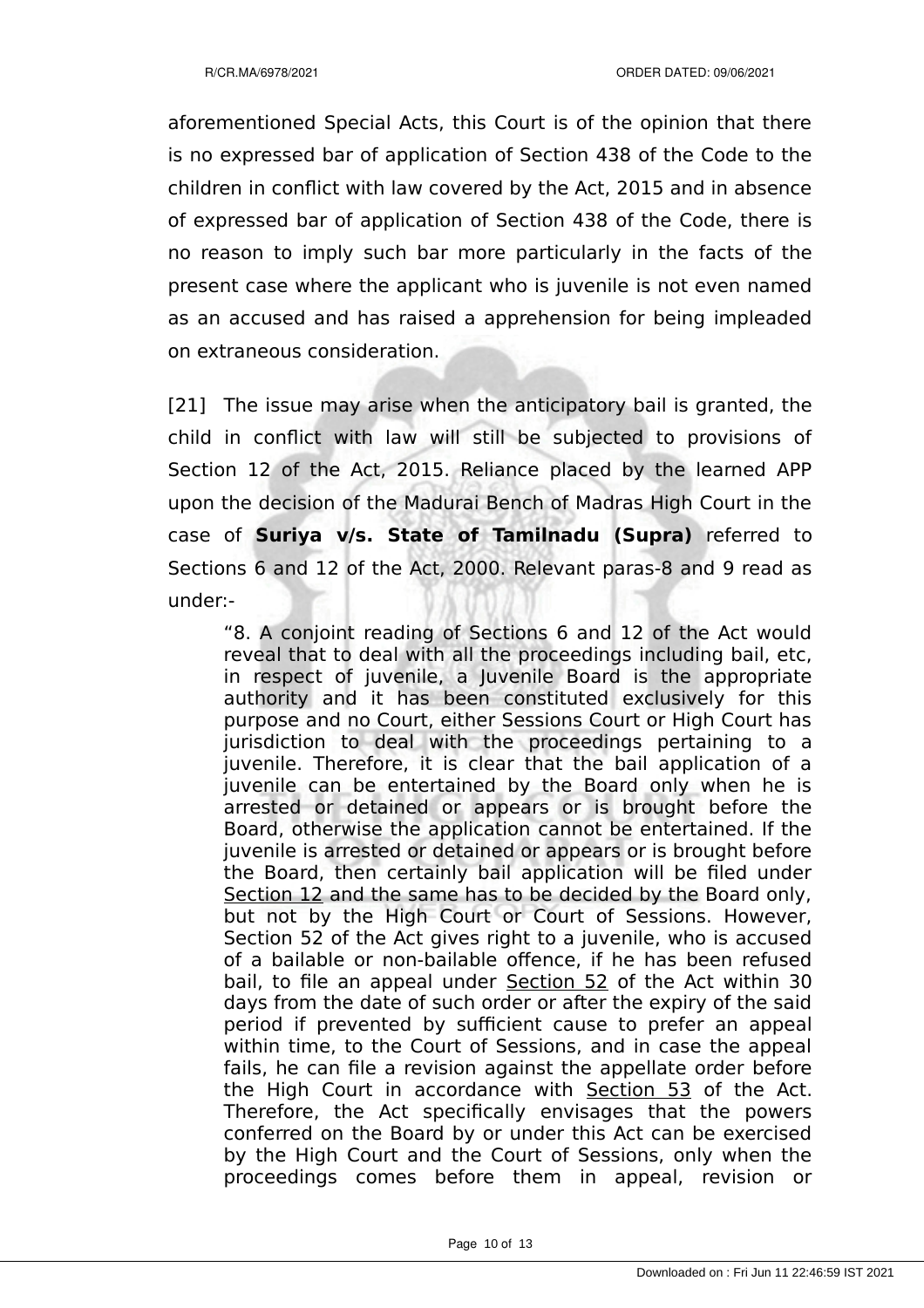aforementioned Special Acts, this Court is of the opinion that there is no expressed bar of application of Section 438 of the Code to the children in conflict with law covered by the Act, 2015 and in absence of expressed bar of application of Section 438 of the Code, there is no reason to imply such bar more particularly in the facts of the present case where the applicant who is juvenile is not even named as an accused and has raised a apprehension for being impleaded on extraneous consideration.

[21] The issue may arise when the anticipatory bail is granted, the child in conflict with law will still be subjected to provisions of Section 12 of the Act, 2015. Reliance placed by the learned APP upon the decision of the Madurai Bench of Madras High Court in the case of **Suriya v/s. State of Tamilnadu (Supra)** referred to Sections 6 and 12 of the Act, 2000. Relevant paras-8 and 9 read as under:-

> "8. A conjoint reading of Sections 6 and 12 of the Act would reveal that to deal with all the proceedings including bail, etc, in respect of juvenile, a Juvenile Board is the appropriate authority and it has been constituted exclusively for this purpose and no Court, either Sessions Court or High Court has jurisdiction to deal with the proceedings pertaining to a juvenile. Therefore, it is clear that the bail application of a juvenile can be entertained by the Board only when he is arrested or detained or appears or is brought before the Board, otherwise the application cannot be entertained. If the juvenile is arrested or detained or appears or is brought before the Board, then certainly bail application will be filed under Section 12 and the same has to be decided by the Board only, but not by the High Court or Court of Sessions. However, Section 52 of the Act gives right to a juvenile, who is accused of a bailable or non-bailable offence, if he has been refused bail, to file an appeal under Section 52 of the Act within 30 days from the date of such order or after the expiry of the said period if prevented by sufficient cause to prefer an appeal within time, to the Court of Sessions, and in case the appeal fails, he can file a revision against the appellate order before the High Court in accordance with Section 53 of the Act. Therefore, the Act specifically envisages that the powers conferred on the Board by or under this Act can be exercised by the High Court and the Court of Sessions, only when the proceedings comes before them in appeal, revision or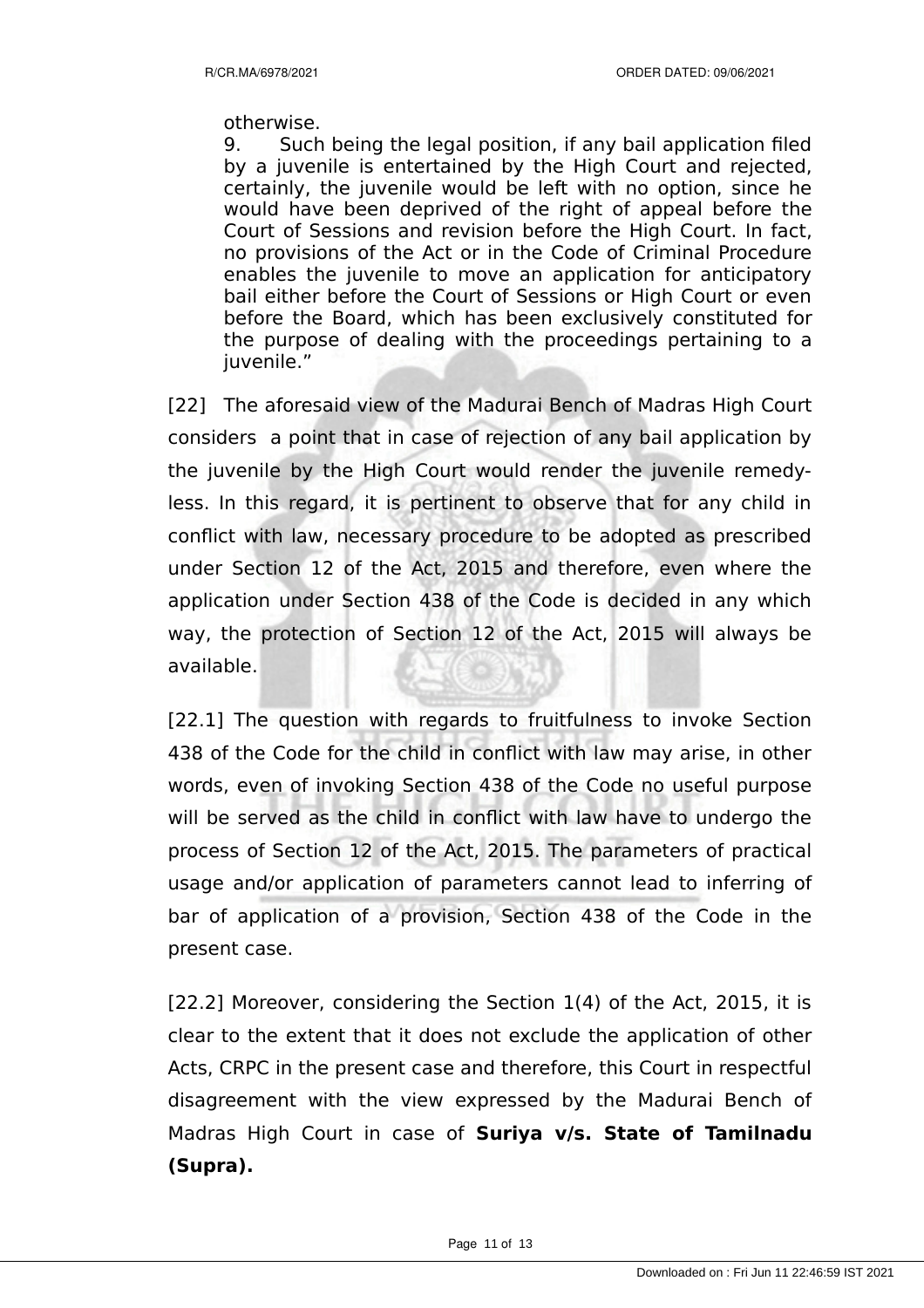otherwise.

9. Such being the legal position, if any bail application filed by a juvenile is entertained by the High Court and rejected, certainly, the juvenile would be left with no option, since he would have been deprived of the right of appeal before the Court of Sessions and revision before the High Court. In fact, no provisions of the Act or in the Code of Criminal Procedure enables the juvenile to move an application for anticipatory bail either before the Court of Sessions or High Court or even before the Board, which has been exclusively constituted for the purpose of dealing with the proceedings pertaining to a juvenile."

[22] The aforesaid view of the Madurai Bench of Madras High Court considers a point that in case of rejection of any bail application by the juvenile by the High Court would render the juvenile remedy-less. In this regard, it is pertinent to observe that for any child in conflict with law, necessary procedure to be adopted as prescribed under Section 12 of the Act, 2015 and therefore, even where the application under Section 438 of the Code is decided in any which way, the protection of Section 12 of the Act, 2015 will always be available.

[22.1] The question with regards to fruitfulness to invoke Section 438 of the Code for the child in conflict with law may arise, in other words, even of invoking Section 438 of the Code no useful purpose will be served as the child in conflict with law have to undergo the process of Section 12 of the Act, 2015. The parameters of practical usage and/or application of parameters cannot lead to inferring of bar of application of a provision, Section 438 of the Code in the present case.

[22.2] Moreover, considering the Section 1(4) of the Act, 2015, it is clear to the extent that it does not exclude the application of other Acts, CRPC in the present case and therefore, this Court in respectful disagreement with the view expressed by the Madurai Bench of Madras High Court in case of **Suriya v/s. State of Tamilnadu (Supra).**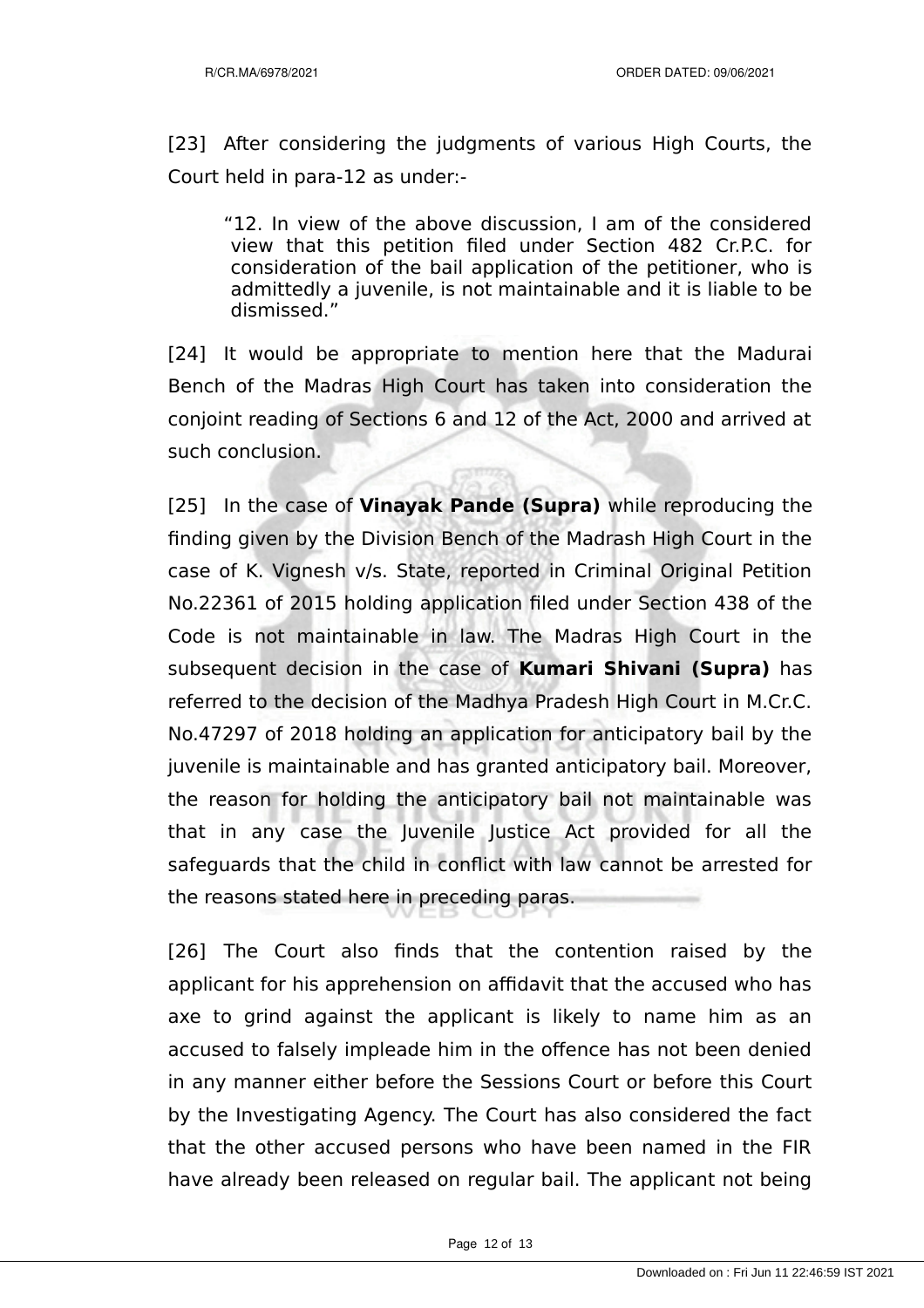[23] After considering the judgments of various High Courts, the Court held in para-12 as under:-

> "12. In view of the above discussion, I am of the considered view that this petition filed under Section 482 Cr.P.C. for consideration of the bail application of the petitioner, who is admittedly a juvenile, is not maintainable and it is liable to be dismissed."

[24] It would be appropriate to mention here that the Madurai Bench of the Madras High Court has taken into consideration the conjoint reading of Sections 6 and 12 of the Act, 2000 and arrived at such conclusion.

[25] In the case of **Vinayak Pande (Supra)** while reproducing the finding given by the Division Bench of the Madrash High Court in the case of K. Vignesh v/s. State, reported in Criminal Original Petition No.22361 of 2015 holding application filed under Section 438 of the Code is not maintainable in law. The Madras High Court in the subsequent decision in the case of **Kumari Shivani (Supra)** has referred to the decision of the Madhya Pradesh High Court in M.Cr.C. No.47297 of 2018 holding an application for anticipatory bail by the juvenile is maintainable and has granted anticipatory bail. Moreover, the reason for holding the anticipatory bail not maintainable was that in any case the Juvenile Justice Act provided for all the safeguards that the child in conflict with law cannot be arrested for the reasons stated here in preceding paras.

[26] The Court also finds that the contention raised by the applicant for his apprehension on affidavit that the accused who has axe to grind against the applicant is likely to name him as an accused to falsely impleade him in the offence has not been denied in any manner either before the Sessions Court or before this Court by the Investigating Agency. The Court has also considered the fact that the other accused persons who have been named in the FIR have already been released on regular bail. The applicant not being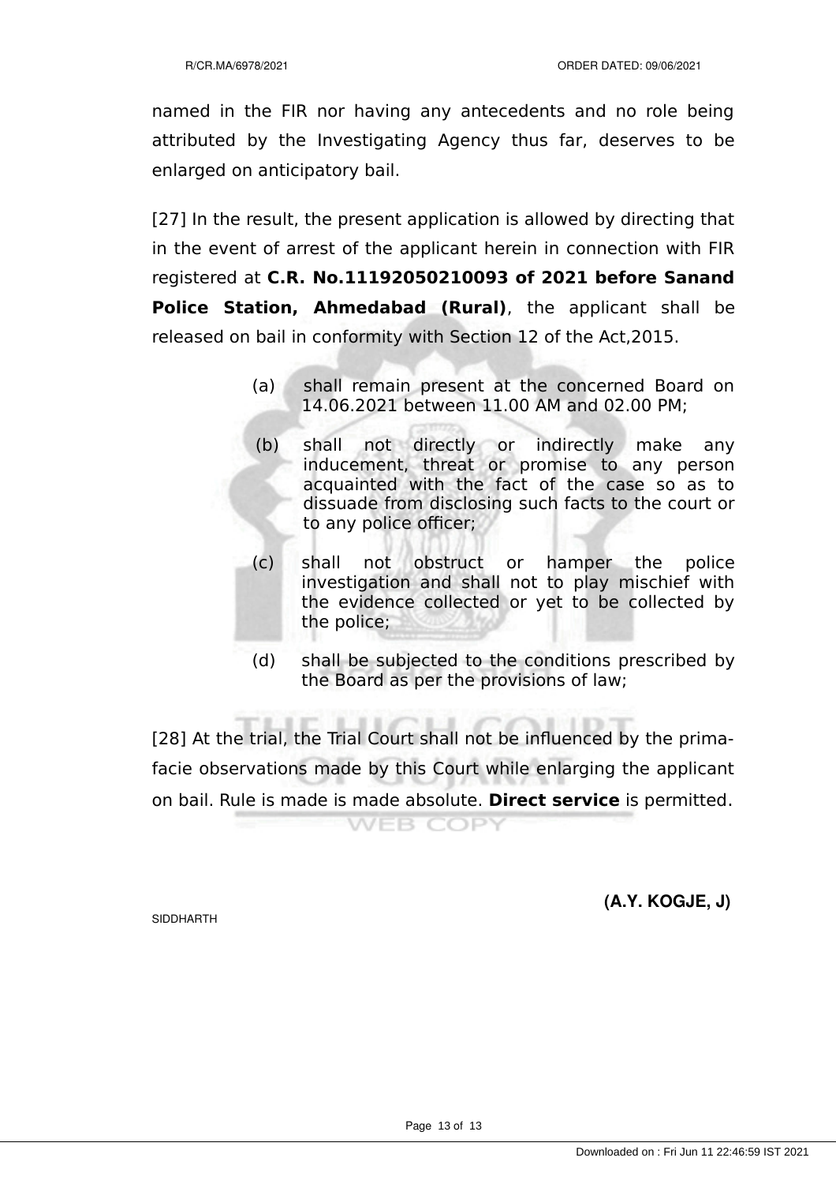named in the FIR nor having any antecedents and no role being attributed by the Investigating Agency thus far, deserves to be enlarged on anticipatory bail.

[27] In the result, the present application is allowed by directing that in the event of arrest of the applicant herein in connection with FIR registered at **C.R. No.11192050210093 of 2021 before Sanand Police Station, Ahmedabad (Rural)**, the applicant shall be released on bail in conformity with Section 12 of the Act,2015.

(a) shall remain present at the concerned Board on 14.06.2021 between 11.00 AM and 02.00 PM;

(b) shall not directly or indirectly make any inducement, threat or promise to any person acquainted with the fact of the case so as to dissuade from disclosing such facts to the court or to any police officer;

(c) shall not obstruct or hamper the police investigation and shall not to play mischief with the evidence collected or yet to be collected by the police;

(d) shall be subjected to the conditions prescribed by the Board as per the provisions of law;

[28] At the trial, the Trial Court shall not be influenced by the prima-facie observations made by this Court while enlarging the applicant on bail. Rule is made is made absolute. **Direct service** is permitted.

**(A.Y. KOGJE, J)**

SIDDHARTH